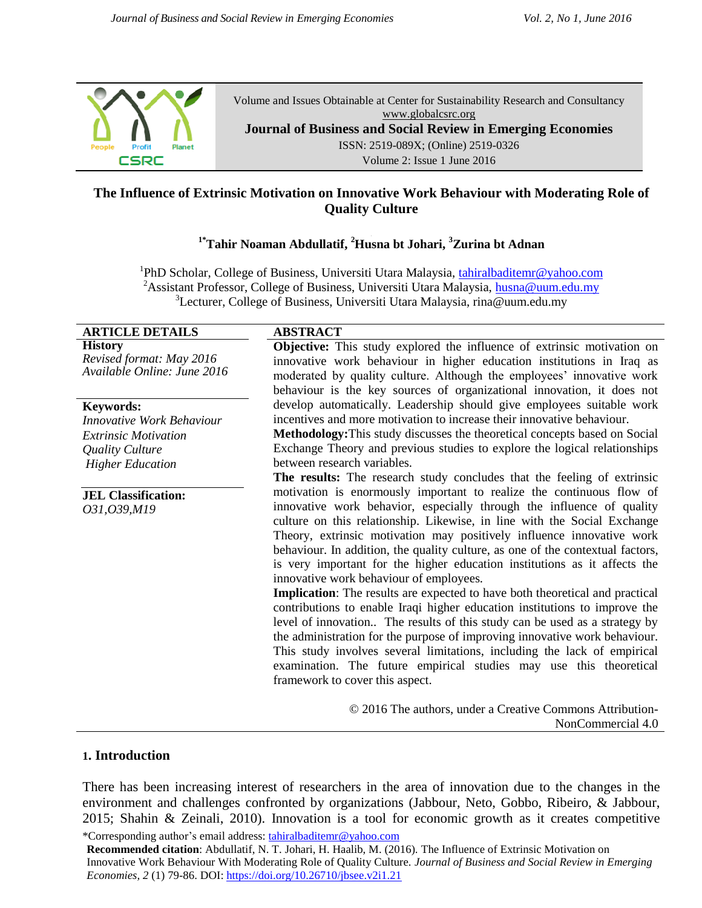Volume and Issues Obtainable at Center for Sustainability Research and Consultancy
www.globalcsrc.org

**Journal of Business and Social Review in Emerging Economies**

ISSN: 2519-089X; (Online) 2519-0326

Volume 2: Issue 1 June 2016

# The Influence of Extrinsic Motivation on Innovative Work Behaviour with Moderating Role of Quality Culture

**[1*]Tahir Noaman Abdullatif, [2]Husna bt Johari, [3]Zurina bt Adnan**

[1]PhD Scholar, College of Business, Universiti Utara Malaysia, tahiralbaditemr@yahoo.com
[2]Assistant Professor, College of Business, Universiti Utara Malaysia, husna@uum.edu.my
[3]Lecturer, College of Business, Universiti Utara Malaysia, rina@uum.edu.my

**ARTICLE DETAILS**

**History**
*Revised format: May 2016*
*Available Online: June 2016*

**Keywords:**
*Innovative Work Behaviour*
*Extrinsic Motivation*
*Quality Culture*
*Higher Education*

**JEL Classification:**
*O31,O39,M19*

**ABSTRACT**

**Objective:** This study explored the influence of extrinsic motivation on innovative work behaviour in higher education institutions in Iraq as moderated by quality culture. Although the employees' innovative work behaviour is the key sources of organizational innovation, it does not develop automatically. Leadership should give employees suitable work incentives and more motivation to increase their innovative behaviour.

**Methodology:**This study discusses the theoretical concepts based on Social Exchange Theory and previous studies to explore the logical relationships between research variables.

**The results:** The research study concludes that the feeling of extrinsic motivation is enormously important to realize the continuous flow of innovative work behavior, especially through the influence of quality culture on this relationship. Likewise, in line with the Social Exchange Theory, extrinsic motivation may positively influence innovative work behaviour. In addition, the quality culture, as one of the contextual factors, is very important for the higher education institutions as it affects the innovative work behaviour of employees.

**Implication**: The results are expected to have both theoretical and practical contributions to enable Iraqi higher education institutions to improve the level of innovation.. The results of this study can be used as a strategy by the administration for the purpose of improving innovative work behaviour. This study involves several limitations, including the lack of empirical examination. The future empirical studies may use this theoretical framework to cover this aspect.

© 2016 The authors, under a Creative Commons Attribution-NonCommercial 4.0

## 1. Introduction

There has been increasing interest of researchers in the area of innovation due to the changes in the environment and challenges confronted by organizations (Jabbour, Neto, Gobbo, Ribeiro, & Jabbour, 2015; Shahin & Zeinali, 2010). Innovation is a tool for economic growth as it creates competitive

*Corresponding author's email address: tahiralbaditemr@yahoo.com

**Recommended citation**: Abdullatif, N. T. Johari, H. Haalib, M. (2016). The Influence of Extrinsic Motivation on Innovative Work Behaviour With Moderating Role of Quality Culture. *Journal of Business and Social Review in Emerging Economies, 2* (1) 79-86. DOI: https://doi.org/10.26710/jbsee.v2i1.21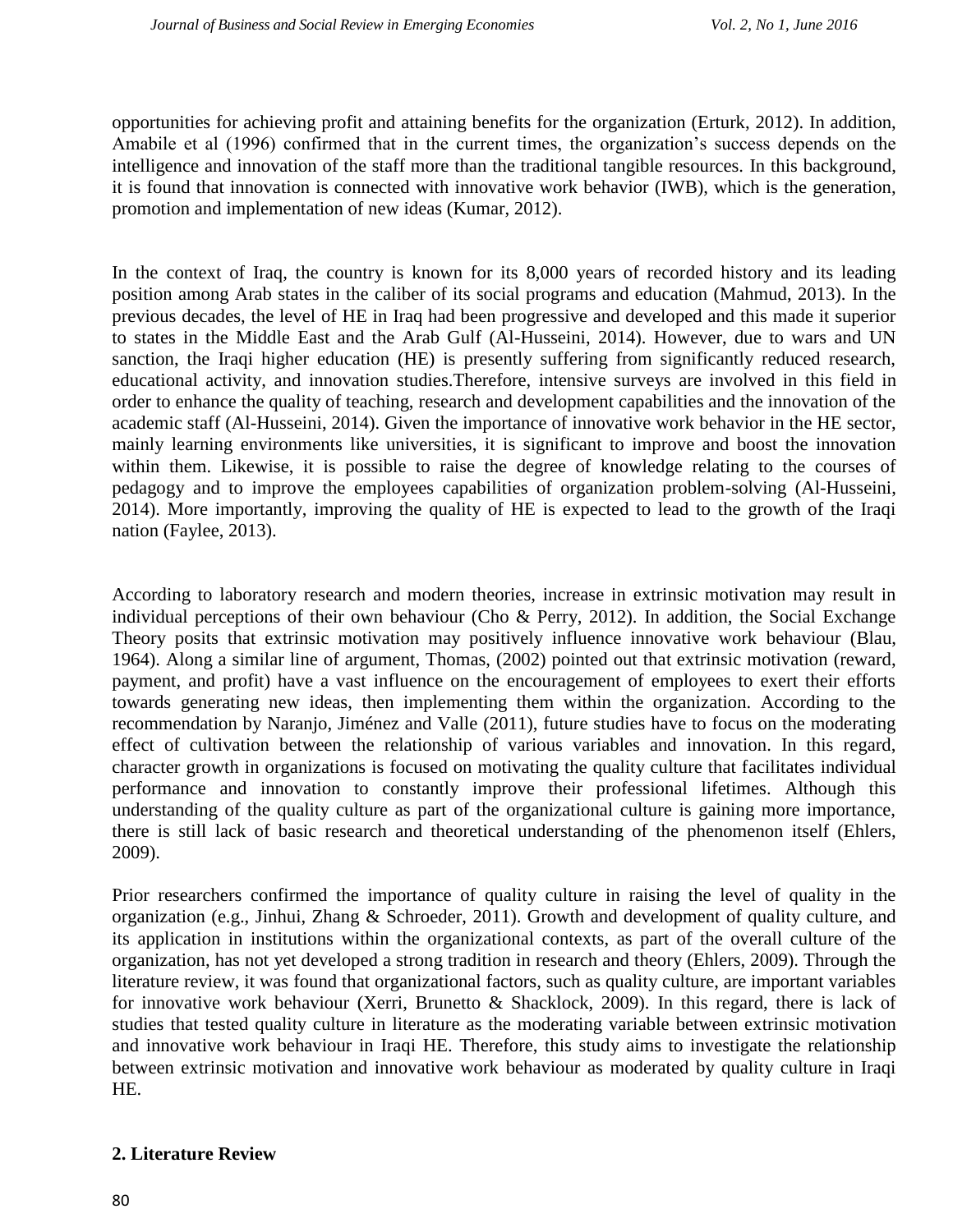opportunities for achieving profit and attaining benefits for the organization (Erturk, 2012). In addition, Amabile et al (1996) confirmed that in the current times, the organization's success depends on the intelligence and innovation of the staff more than the traditional tangible resources. In this background, it is found that innovation is connected with innovative work behavior (IWB), which is the generation, promotion and implementation of new ideas (Kumar, 2012).

In the context of Iraq, the country is known for its 8,000 years of recorded history and its leading position among Arab states in the caliber of its social programs and education (Mahmud, 2013). In the previous decades, the level of HE in Iraq had been progressive and developed and this made it superior to states in the Middle East and the Arab Gulf (Al-Husseini, 2014). However, due to wars and UN sanction, the Iraqi higher education (HE) is presently suffering from significantly reduced research, educational activity, and innovation studies.Therefore, intensive surveys are involved in this field in order to enhance the quality of teaching, research and development capabilities and the innovation of the academic staff (Al-Husseini, 2014). Given the importance of innovative work behavior in the HE sector, mainly learning environments like universities, it is significant to improve and boost the innovation within them. Likewise, it is possible to raise the degree of knowledge relating to the courses of pedagogy and to improve the employees capabilities of organization problem-solving (Al-Husseini, 2014). More importantly, improving the quality of HE is expected to lead to the growth of the Iraqi nation (Faylee, 2013).

According to laboratory research and modern theories, increase in extrinsic motivation may result in individual perceptions of their own behaviour (Cho & Perry, 2012). In addition, the Social Exchange Theory posits that extrinsic motivation may positively influence innovative work behaviour (Blau, 1964). Along a similar line of argument, Thomas, (2002) pointed out that extrinsic motivation (reward, payment, and profit) have a vast influence on the encouragement of employees to exert their efforts towards generating new ideas, then implementing them within the organization. According to the recommendation by Naranjo, Jiménez and Valle (2011), future studies have to focus on the moderating effect of cultivation between the relationship of various variables and innovation. In this regard, character growth in organizations is focused on motivating the quality culture that facilitates individual performance and innovation to constantly improve their professional lifetimes. Although this understanding of the quality culture as part of the organizational culture is gaining more importance, there is still lack of basic research and theoretical understanding of the phenomenon itself (Ehlers, 2009).

Prior researchers confirmed the importance of quality culture in raising the level of quality in the organization (e.g., Jinhui, Zhang & Schroeder, 2011). Growth and development of quality culture, and its application in institutions within the organizational contexts, as part of the overall culture of the organization, has not yet developed a strong tradition in research and theory (Ehlers, 2009). Through the literature review, it was found that organizational factors, such as quality culture, are important variables for innovative work behaviour (Xerri, Brunetto & Shacklock, 2009). In this regard, there is lack of studies that tested quality culture in literature as the moderating variable between extrinsic motivation and innovative work behaviour in Iraqi HE. Therefore, this study aims to investigate the relationship between extrinsic motivation and innovative work behaviour as moderated by quality culture in Iraqi HE.

## 2. Literature Review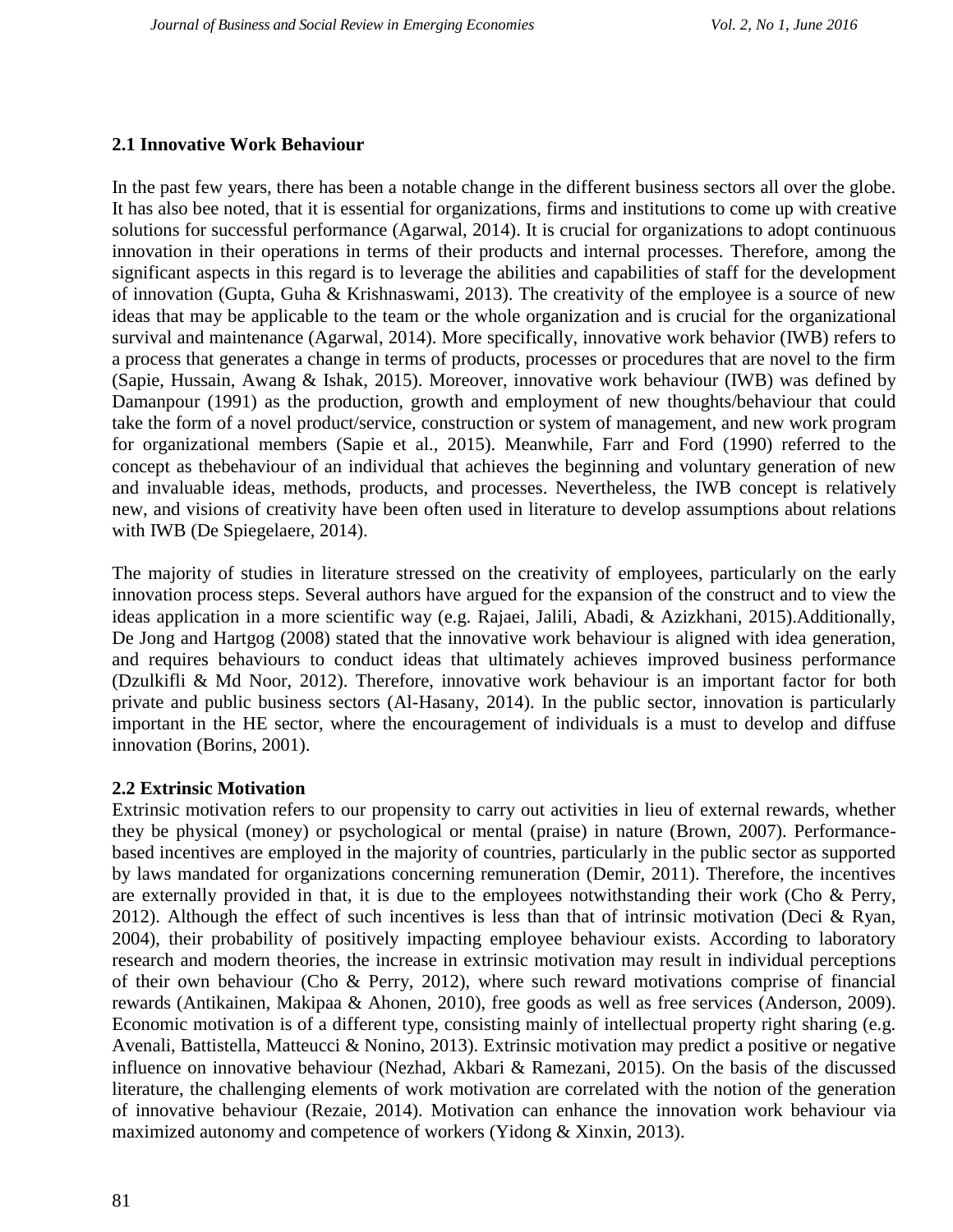## 2.1 Innovative Work Behaviour

In the past few years, there has been a notable change in the different business sectors all over the globe. It has also bee noted, that it is essential for organizations, firms and institutions to come up with creative solutions for successful performance (Agarwal, 2014). It is crucial for organizations to adopt continuous innovation in their operations in terms of their products and internal processes. Therefore, among the significant aspects in this regard is to leverage the abilities and capabilities of staff for the development of innovation (Gupta, Guha & Krishnaswami, 2013). The creativity of the employee is a source of new ideas that may be applicable to the team or the whole organization and is crucial for the organizational survival and maintenance (Agarwal, 2014). More specifically, innovative work behavior (IWB) refers to a process that generates a change in terms of products, processes or procedures that are novel to the firm (Sapie, Hussain, Awang & Ishak, 2015). Moreover, innovative work behaviour (IWB) was defined by Damanpour (1991) as the production, growth and employment of new thoughts/behaviour that could take the form of a novel product/service, construction or system of management, and new work program for organizational members (Sapie et al., 2015). Meanwhile, Farr and Ford (1990) referred to the concept as thebehaviour of an individual that achieves the beginning and voluntary generation of new and invaluable ideas, methods, products, and processes. Nevertheless, the IWB concept is relatively new, and visions of creativity have been often used in literature to develop assumptions about relations with IWB (De Spiegelaere, 2014).

The majority of studies in literature stressed on the creativity of employees, particularly on the early innovation process steps. Several authors have argued for the expansion of the construct and to view the ideas application in a more scientific way (e.g. Rajaei, Jalili, Abadi, & Azizkhani, 2015).Additionally, De Jong and Hartgog (2008) stated that the innovative work behaviour is aligned with idea generation, and requires behaviours to conduct ideas that ultimately achieves improved business performance (Dzulkifli & Md Noor, 2012). Therefore, innovative work behaviour is an important factor for both private and public business sectors (Al-Hasany, 2014). In the public sector, innovation is particularly important in the HE sector, where the encouragement of individuals is a must to develop and diffuse innovation (Borins, 2001).

## 2.2 Extrinsic Motivation

Extrinsic motivation refers to our propensity to carry out activities in lieu of external rewards, whether they be physical (money) or psychological or mental (praise) in nature (Brown, 2007). Performance-based incentives are employed in the majority of countries, particularly in the public sector as supported by laws mandated for organizations concerning remuneration (Demir, 2011). Therefore, the incentives are externally provided in that, it is due to the employees notwithstanding their work (Cho & Perry, 2012). Although the effect of such incentives is less than that of intrinsic motivation (Deci & Ryan, 2004), their probability of positively impacting employee behaviour exists. According to laboratory research and modern theories, the increase in extrinsic motivation may result in individual perceptions of their own behaviour (Cho & Perry, 2012), where such reward motivations comprise of financial rewards (Antikainen, Makipaa & Ahonen, 2010), free goods as well as free services (Anderson, 2009). Economic motivation is of a different type, consisting mainly of intellectual property right sharing (e.g. Avenali, Battistella, Matteucci & Nonino, 2013). Extrinsic motivation may predict a positive or negative influence on innovative behaviour (Nezhad, Akbari & Ramezani, 2015). On the basis of the discussed literature, the challenging elements of work motivation are correlated with the notion of the generation of innovative behaviour (Rezaie, 2014). Motivation can enhance the innovation work behaviour via maximized autonomy and competence of workers (Yidong & Xinxin, 2013).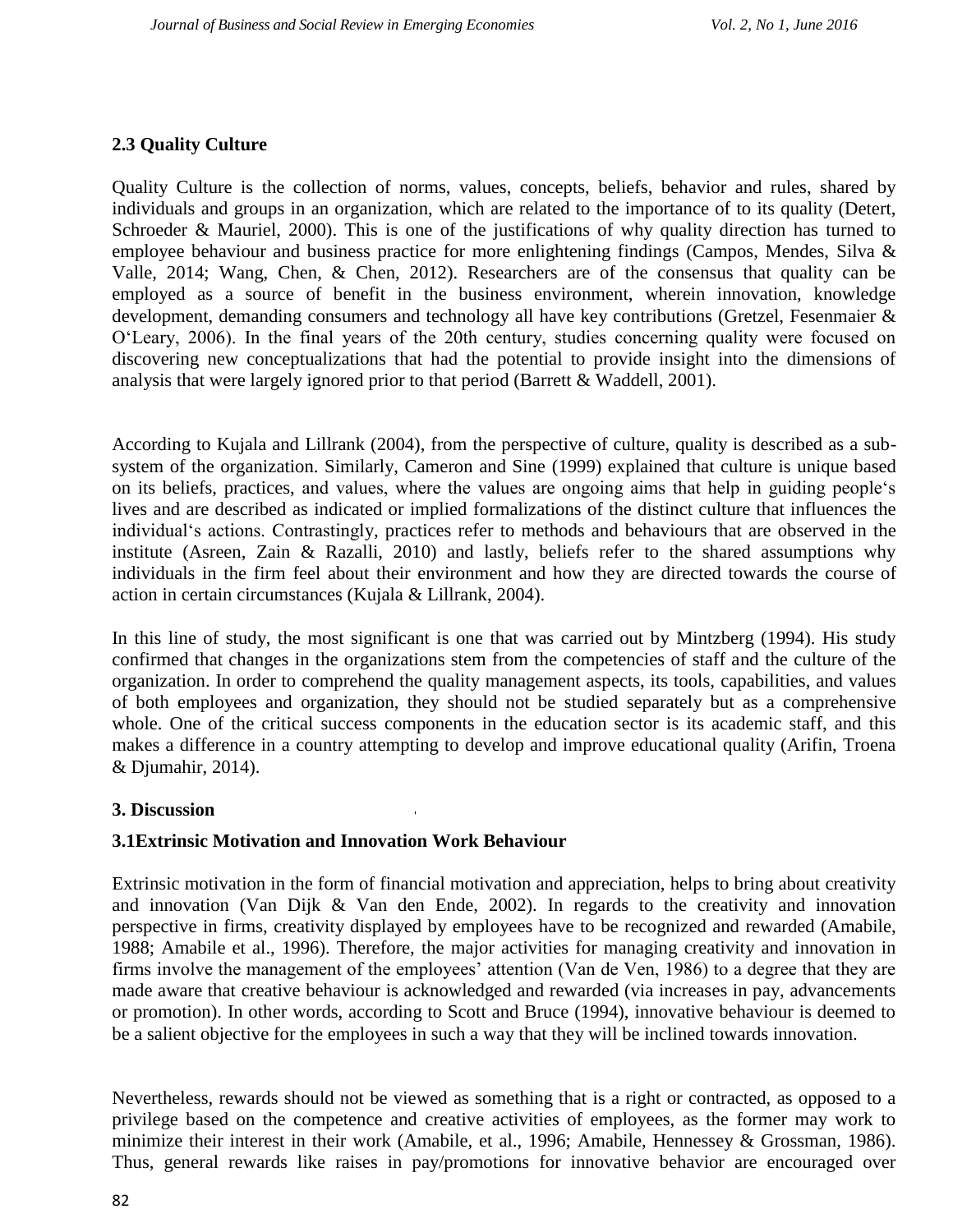## 2.3 Quality Culture

Quality Culture is the collection of norms, values, concepts, beliefs, behavior and rules, shared by individuals and groups in an organization, which are related to the importance of to its quality (Detert, Schroeder & Mauriel, 2000). This is one of the justifications of why quality direction has turned to employee behaviour and business practice for more enlightening findings (Campos, Mendes, Silva & Valle, 2014; Wang, Chen, & Chen, 2012). Researchers are of the consensus that quality can be employed as a source of benefit in the business environment, wherein innovation, knowledge development, demanding consumers and technology all have key contributions (Gretzel, Fesenmaier & O'Leary, 2006). In the final years of the 20th century, studies concerning quality were focused on discovering new conceptualizations that had the potential to provide insight into the dimensions of analysis that were largely ignored prior to that period (Barrett & Waddell, 2001).

According to Kujala and Lillrank (2004), from the perspective of culture, quality is described as a sub-system of the organization. Similarly, Cameron and Sine (1999) explained that culture is unique based on its beliefs, practices, and values, where the values are ongoing aims that help in guiding people's lives and are described as indicated or implied formalizations of the distinct culture that influences the individual's actions. Contrastingly, practices refer to methods and behaviours that are observed in the institute (Asreen, Zain & Razalli, 2010) and lastly, beliefs refer to the shared assumptions why individuals in the firm feel about their environment and how they are directed towards the course of action in certain circumstances (Kujala & Lillrank, 2004).

In this line of study, the most significant is one that was carried out by Mintzberg (1994). His study confirmed that changes in the organizations stem from the competencies of staff and the culture of the organization. In order to comprehend the quality management aspects, its tools, capabilities, and values of both employees and organization, they should not be studied separately but as a comprehensive whole. One of the critical success components in the education sector is its academic staff, and this makes a difference in a country attempting to develop and improve educational quality (Arifin, Troena & Djumahir, 2014).

# 3. Discussion

## 3.1 Extrinsic Motivation and Innovation Work Behaviour

Extrinsic motivation in the form of financial motivation and appreciation, helps to bring about creativity and innovation (Van Dijk & Van den Ende, 2002). In regards to the creativity and innovation perspective in firms, creativity displayed by employees have to be recognized and rewarded (Amabile, 1988; Amabile et al., 1996). Therefore, the major activities for managing creativity and innovation in firms involve the management of the employees' attention (Van de Ven, 1986) to a degree that they are made aware that creative behaviour is acknowledged and rewarded (via increases in pay, advancements or promotion). In other words, according to Scott and Bruce (1994), innovative behaviour is deemed to be a salient objective for the employees in such a way that they will be inclined towards innovation.

Nevertheless, rewards should not be viewed as something that is a right or contracted, as opposed to a privilege based on the competence and creative activities of employees, as the former may work to minimize their interest in their work (Amabile, et al., 1996; Amabile, Hennessey & Grossman, 1986). Thus, general rewards like raises in pay/promotions for innovative behavior are encouraged over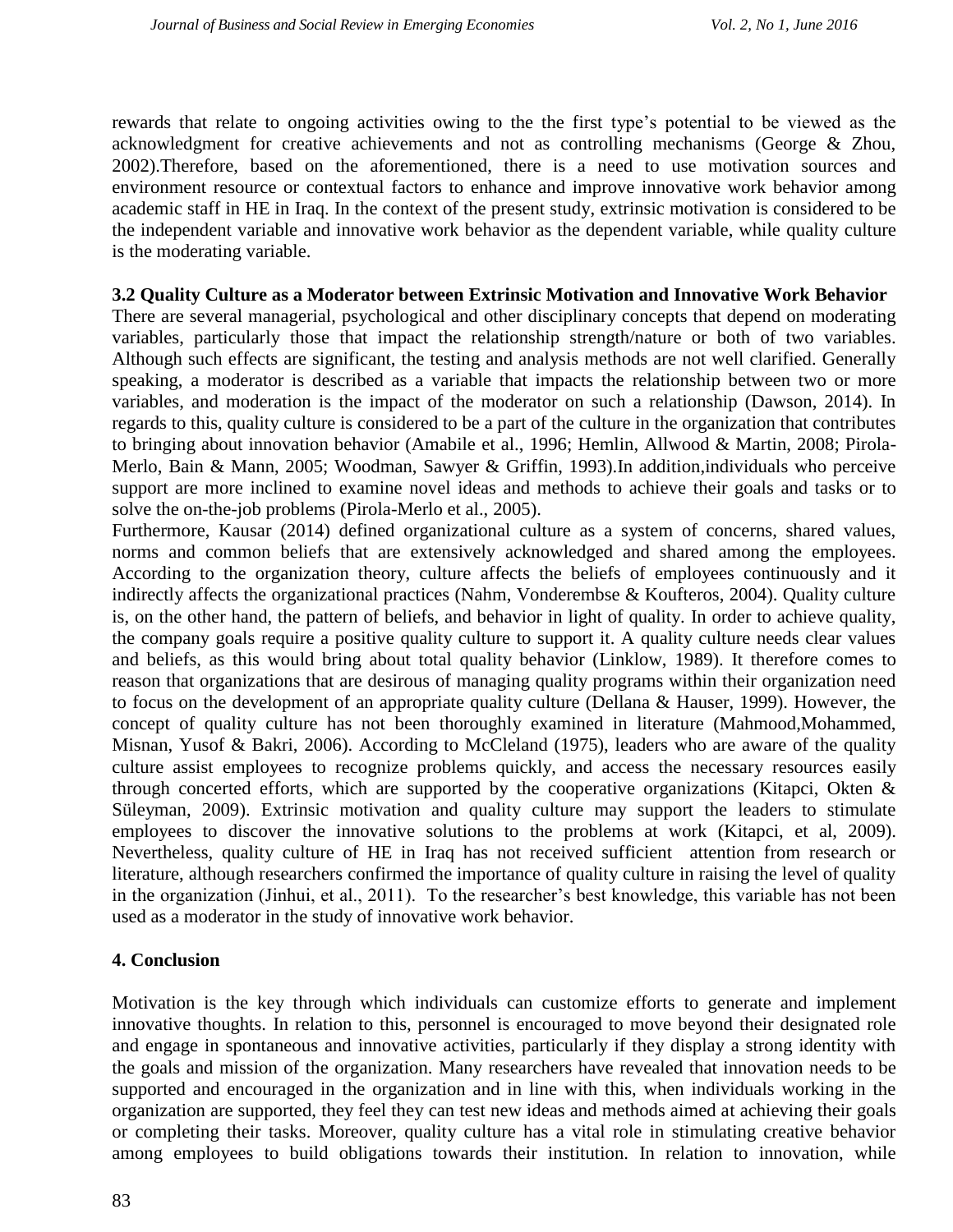rewards that relate to ongoing activities owing to the the first type's potential to be viewed as the acknowledgment for creative achievements and not as controlling mechanisms (George & Zhou, 2002).Therefore, based on the aforementioned, there is a need to use motivation sources and environment resource or contextual factors to enhance and improve innovative work behavior among academic staff in HE in Iraq. In the context of the present study, extrinsic motivation is considered to be the independent variable and innovative work behavior as the dependent variable, while quality culture is the moderating variable.

### 3.2 Quality Culture as a Moderator between Extrinsic Motivation and Innovative Work Behavior

There are several managerial, psychological and other disciplinary concepts that depend on moderating variables, particularly those that impact the relationship strength/nature or both of two variables. Although such effects are significant, the testing and analysis methods are not well clarified. Generally speaking, a moderator is described as a variable that impacts the relationship between two or more variables, and moderation is the impact of the moderator on such a relationship (Dawson, 2014). In regards to this, quality culture is considered to be a part of the culture in the organization that contributes to bringing about innovation behavior (Amabile et al., 1996; Hemlin, Allwood & Martin, 2008; Pirola-Merlo, Bain & Mann, 2005; Woodman, Sawyer & Griffin, 1993).In addition,individuals who perceive support are more inclined to examine novel ideas and methods to achieve their goals and tasks or to solve the on-the-job problems (Pirola-Merlo et al., 2005).

Furthermore, Kausar (2014) defined organizational culture as a system of concerns, shared values, norms and common beliefs that are extensively acknowledged and shared among the employees. According to the organization theory, culture affects the beliefs of employees continuously and it indirectly affects the organizational practices (Nahm, Vonderembse & Koufteros, 2004). Quality culture is, on the other hand, the pattern of beliefs, and behavior in light of quality. In order to achieve quality, the company goals require a positive quality culture to support it. A quality culture needs clear values and beliefs, as this would bring about total quality behavior (Linklow, 1989). It therefore comes to reason that organizations that are desirous of managing quality programs within their organization need to focus on the development of an appropriate quality culture (Dellana & Hauser, 1999). However, the concept of quality culture has not been thoroughly examined in literature (Mahmood,Mohammed, Misnan, Yusof & Bakri, 2006). According to McCleland (1975), leaders who are aware of the quality culture assist employees to recognize problems quickly, and access the necessary resources easily through concerted efforts, which are supported by the cooperative organizations (Kitapci, Okten & Süleyman, 2009). Extrinsic motivation and quality culture may support the leaders to stimulate employees to discover the innovative solutions to the problems at work (Kitapci, et al, 2009). Nevertheless, quality culture of HE in Iraq has not received sufficient attention from research or literature, although researchers confirmed the importance of quality culture in raising the level of quality in the organization (Jinhui, et al., 2011). To the researcher's best knowledge, this variable has not been used as a moderator in the study of innovative work behavior.

## 4. Conclusion

Motivation is the key through which individuals can customize efforts to generate and implement innovative thoughts. In relation to this, personnel is encouraged to move beyond their designated role and engage in spontaneous and innovative activities, particularly if they display a strong identity with the goals and mission of the organization. Many researchers have revealed that innovation needs to be supported and encouraged in the organization and in line with this, when individuals working in the organization are supported, they feel they can test new ideas and methods aimed at achieving their goals or completing their tasks. Moreover, quality culture has a vital role in stimulating creative behavior among employees to build obligations towards their institution. In relation to innovation, while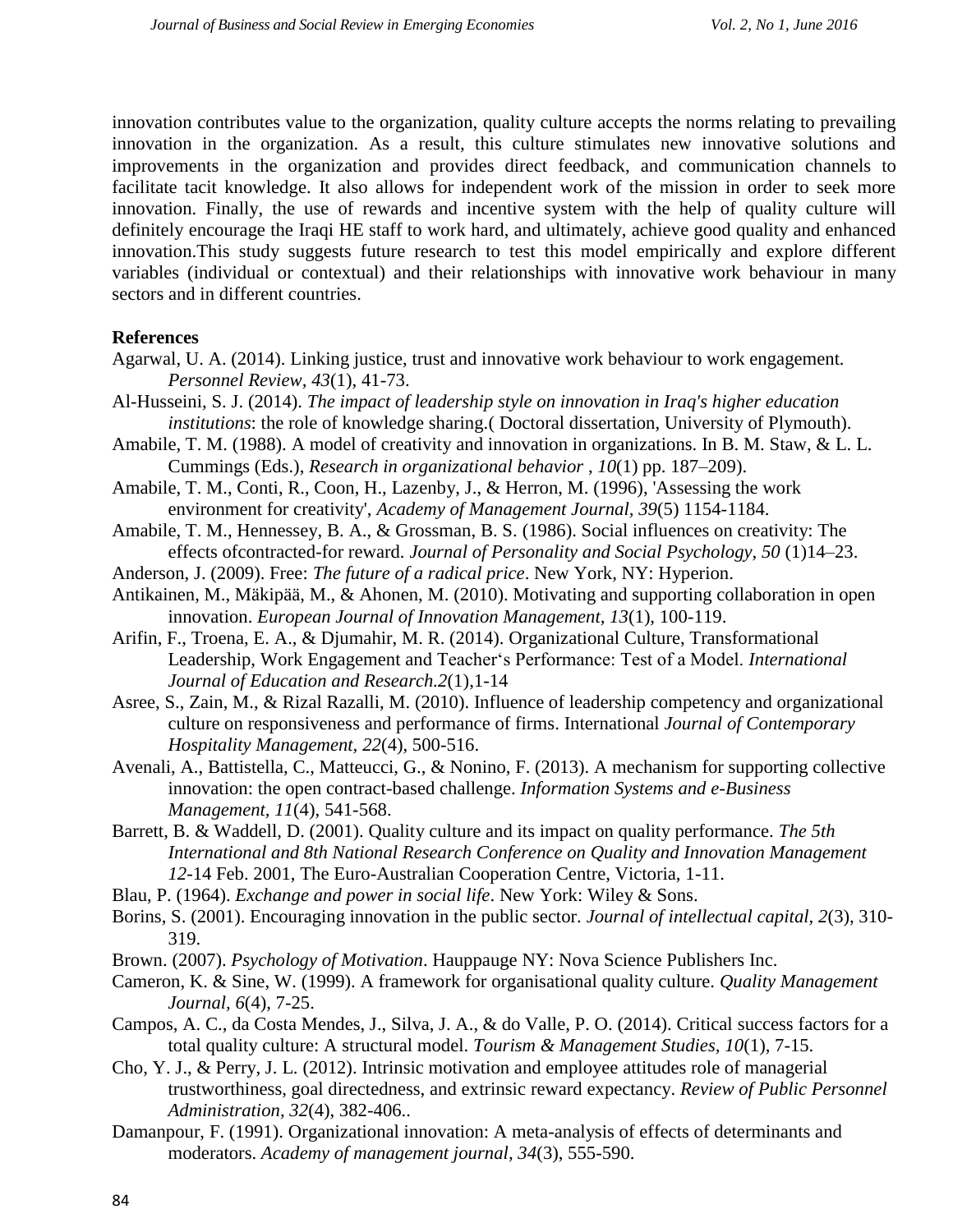innovation contributes value to the organization, quality culture accepts the norms relating to prevailing innovation in the organization. As a result, this culture stimulates new innovative solutions and improvements in the organization and provides direct feedback, and communication channels to facilitate tacit knowledge. It also allows for independent work of the mission in order to seek more innovation. Finally, the use of rewards and incentive system with the help of quality culture will definitely encourage the Iraqi HE staff to work hard, and ultimately, achieve good quality and enhanced innovation.This study suggests future research to test this model empirically and explore different variables (individual or contextual) and their relationships with innovative work behaviour in many sectors and in different countries.

**References**

Agarwal, U. A. (2014). Linking justice, trust and innovative work behaviour to work engagement. *Personnel Review*, *43*(1), 41-73.

Al-Husseini, S. J. (2014). *The impact of leadership style on innovation in Iraq's higher education institutions*: the role of knowledge sharing.( Doctoral dissertation, University of Plymouth).

Amabile, T. M. (1988). A model of creativity and innovation in organizations. In B. M. Staw, & L. L. Cummings (Eds.), *Research in organizational behavior* , *10*(1) pp. 187–209).

Amabile, T. M., Conti, R., Coon, H., Lazenby, J., & Herron, M. (1996), 'Assessing the work environment for creativity', *Academy of Management Journal*, *39*(5) 1154-1184.

Amabile, T. M., Hennessey, B. A., & Grossman, B. S. (1986). Social influences on creativity: The effects ofcontracted-for reward. *Journal of Personality and Social Psychology*, *50* (1)14–23.

Anderson, J. (2009). Free: *The future of a radical price*. New York, NY: Hyperion.

Antikainen, M., Mäkipää, M., & Ahonen, M. (2010). Motivating and supporting collaboration in open innovation. *European Journal of Innovation Management, 13*(1), 100-119.

Arifin, F., Troena, E. A., & Djumahir, M. R. (2014). Organizational Culture, Transformational Leadership, Work Engagement and Teacher's Performance: Test of a Model. *International Journal of Education and Research.2*(1),1-14

Asree, S., Zain, M., & Rizal Razalli, M. (2010). Influence of leadership competency and organizational culture on responsiveness and performance of firms. International *Journal of Contemporary Hospitality Management*, *22*(4), 500-516.

Avenali, A., Battistella, C., Matteucci, G., & Nonino, F. (2013). A mechanism for supporting collective innovation: the open contract-based challenge. *Information Systems and e-Business Management*, *11*(4), 541-568.

Barrett, B. & Waddell, D. (2001). Quality culture and its impact on quality performance. *The 5th International and 8th National Research Conference on Quality and Innovation Management 12*-14 Feb. 2001, The Euro-Australian Cooperation Centre, Victoria, 1-11.

Blau, P. (1964). *Exchange and power in social life*. New York: Wiley & Sons.

Borins, S. (2001). Encouraging innovation in the public sector. *Journal of intellectual capital, 2*(3), 310-319.

Brown. (2007). *Psychology of Motivation*. Hauppauge NY: Nova Science Publishers Inc.

Cameron, K. & Sine, W. (1999). A framework for organisational quality culture. *Quality Management Journal, 6*(4), 7-25.

Campos, A. C., da Costa Mendes, J., Silva, J. A., & do Valle, P. O. (2014). Critical success factors for a total quality culture: A structural model. *Tourism & Management Studies*, *10*(1), 7-15.

Cho, Y. J., & Perry, J. L. (2012). Intrinsic motivation and employee attitudes role of managerial trustworthiness, goal directedness, and extrinsic reward expectancy. *Review of Public Personnel Administration*, *32*(4), 382-406..

Damanpour, F. (1991). Organizational innovation: A meta-analysis of effects of determinants and moderators. *Academy of management journal, 34*(3), 555-590.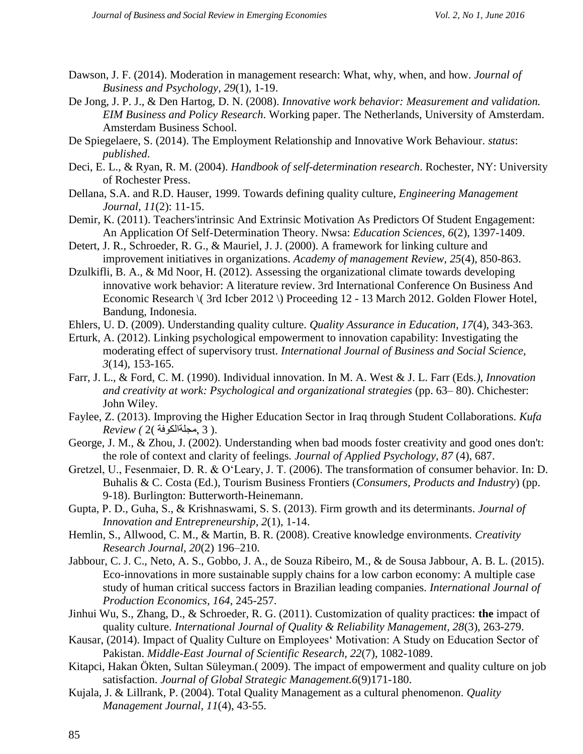Dawson, J. F. (2014). Moderation in management research: What, why, when, and how. *Journal of Business and Psychology*, *29*(1), 1-19.

De Jong, J. P. J., & Den Hartog, D. N. (2008). *Innovative work behavior: Measurement and validation. EIM Business and Policy Research*. Working paper. The Netherlands, University of Amsterdam. Amsterdam Business School.

De Spiegelaere, S. (2014). The Employment Relationship and Innovative Work Behaviour. *status*: *published*.

Deci, E. L., & Ryan, R. M. (2004). *Handbook of self-determination research*. Rochester, NY: University of Rochester Press.

Dellana, S.A. and R.D. Hauser, 1999. Towards defining quality culture, *Engineering Management Journal*, *11*(2): 11-15.

Demir, K. (2011). Teachers'intrinsic And Extrinsic Motivation As Predictors Of Student Engagement: An Application Of Self-Determination Theory. Nwsa: *Education Sciences*, *6*(2), 1397-1409.

Detert, J. R., Schroeder, R. G., & Mauriel, J. J. (2000). A framework for linking culture and improvement initiatives in organizations. *Academy of management Review*, *25*(4), 850-863.

Dzulkifli, B. A., & Md Noor, H. (2012). Assessing the organizational climate towards developing innovative work behavior: A literature review. 3rd International Conference On Business And Economic Research \( 3rd Icber 2012 \) Proceeding 12 - 13 March 2012. Golden Flower Hotel, Bandung, Indonesia.

Ehlers, U. D. (2009). Understanding quality culture. *Quality Assurance in Education*, *17*(4), 343-363.

Erturk, A. (2012). Linking psychological empowerment to innovation capability: Investigating the moderating effect of supervisory trust. *International Journal of Business and Social Science*, *3*(14), 153-165.

Farr, J. L., & Ford, C. M. (1990). Individual innovation. In M. A. West & J. L. Farr (Eds*.), Innovation and creativity at work: Psychological and organizational strategies* (pp. 63– 80). Chichester: John Wiley.

Faylee, Z. (2013). Improving the Higher Education Sector in Iraq through Student Collaborations. *Kufa Review (* 2( مجلةالكوفة, 3 ).

George, J. M., & Zhou, J. (2002). Understanding when bad moods foster creativity and good ones don't: the role of context and clarity of feelings. *Journal of Applied Psychology*, *87* (4), 687.

Gretzel, U., Fesenmaier, D. R. & O'Leary, J. T. (2006). The transformation of consumer behavior. In: D. Buhalis & C. Costa (Ed.), Tourism Business Frontiers (*Consumers, Products and Industry*) (pp. 9-18). Burlington: Butterworth-Heinemann.

Gupta, P. D., Guha, S., & Krishnaswami, S. S. (2013). Firm growth and its determinants. *Journal of Innovation and Entrepreneurship*, *2*(1), 1-14.

Hemlin, S., Allwood, C. M., & Martin, B. R. (2008). Creative knowledge environments. *Creativity Research Journal*, *20*(2) 196–210.

Jabbour, C. J. C., Neto, A. S., Gobbo, J. A., de Souza Ribeiro, M., & de Sousa Jabbour, A. B. L. (2015). Eco-innovations in more sustainable supply chains for a low carbon economy: A multiple case study of human critical success factors in Brazilian leading companies. *International Journal of Production Economics*, *164*, 245-257.

Jinhui Wu, S., Zhang, D., & Schroeder, R. G. (2011). Customization of quality practices: **the** impact of quality culture. *International Journal of Quality & Reliability Management*, *28*(3), 263-279.

Kausar, (2014). Impact of Quality Culture on Employees' Motivation: A Study on Education Sector of Pakistan. *Middle-East Journal of Scientific Research*, *22*(7), 1082-1089.

Kitapci, Hakan Ökten, Sultan Süleyman.( 2009). The impact of empowerment and quality culture on job satisfaction. *Journal of Global Strategic Management.6*(9)171-180.

Kujala, J. & Lillrank, P. (2004). Total Quality Management as a cultural phenomenon. *Quality Management Journal*, *11*(4), 43-55.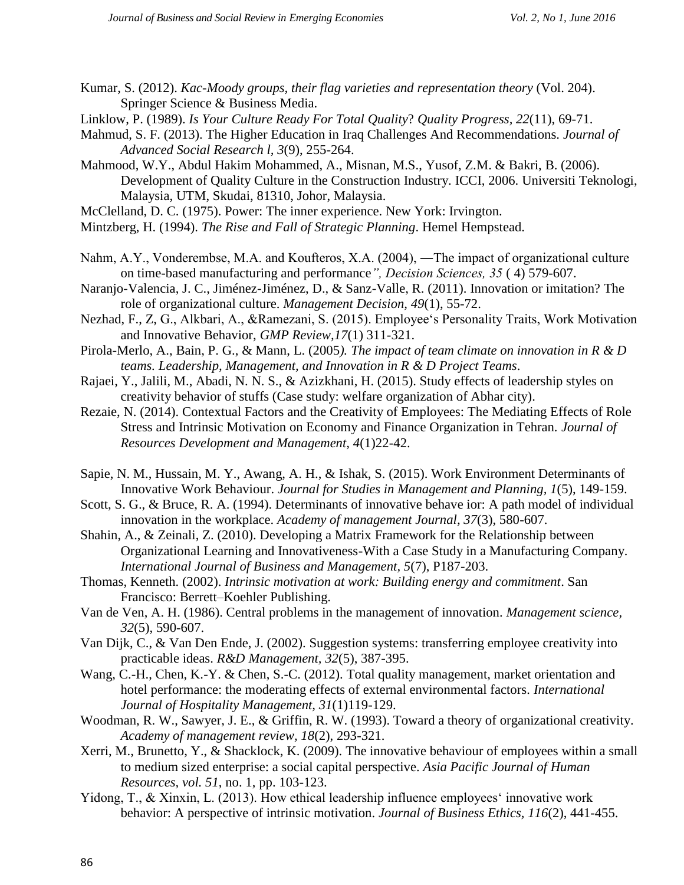Kumar, S. (2012). *Kac-Moody groups, their flag varieties and representation theory* (Vol. 204). Springer Science & Business Media.

Linklow, P. (1989). *Is Your Culture Ready For Total Quality*? *Quality Progress, 22*(11), 69-71.

Mahmud, S. F. (2013). The Higher Education in Iraq Challenges And Recommendations. *Journal of Advanced Social Research l, 3*(9), 255-264.

Mahmood, W.Y., Abdul Hakim Mohammed, A., Misnan, M.S., Yusof, Z.M. & Bakri, B. (2006). Development of Quality Culture in the Construction Industry. ICCI, 2006. Universiti Teknologi, Malaysia, UTM, Skudai, 81310, Johor, Malaysia.

McClelland, D. C. (1975). Power: The inner experience. New York: Irvington.

Mintzberg, H. (1994). *The Rise and Fall of Strategic Planning*. Hemel Hempstead.

Nahm, A.Y., Vonderembse, M.A. and Koufteros, X.A. (2004), ―The impact of organizational culture on time-based manufacturing and performance*", Decision Sciences, 35* ( 4) 579-607.

Naranjo-Valencia, J. C., Jiménez-Jiménez, D., & Sanz-Valle, R. (2011). Innovation or imitation? The role of organizational culture. *Management Decision, 49*(1), 55-72.

Nezhad, F., Z, G., Alkbari, A., &Ramezani, S. (2015). Employee‗s Personality Traits, Work Motivation and Innovative Behavior, *GMP Review,17*(1) 311-321.

Pirola-Merlo, A., Bain, P. G., & Mann, L. (2005*). The impact of team climate on innovation in R & D teams. Leadership, Management, and Innovation in R & D Project Teams*.

Rajaei, Y., Jalili, M., Abadi, N. N. S., & Azizkhani, H. (2015). Study effects of leadership styles on creativity behavior of stuffs (Case study: welfare organization of Abhar city).

Rezaie, N. (2014). Contextual Factors and the Creativity of Employees: The Mediating Effects of Role Stress and Intrinsic Motivation on Economy and Finance Organization in Tehran. *Journal of Resources Development and Management, 4*(1)22-42.

Sapie, N. M., Hussain, M. Y., Awang, A. H., & Ishak, S. (2015). Work Environment Determinants of Innovative Work Behaviour. *Journal for Studies in Management and Planning, 1*(5), 149-159.

Scott, S. G., & Bruce, R. A. (1994). Determinants of innovative behave ior: A path model of individual innovation in the workplace. *Academy of management Journal, 37*(3), 580-607.

Shahin, A., & Zeinali, Z. (2010). Developing a Matrix Framework for the Relationship between Organizational Learning and Innovativeness-With a Case Study in a Manufacturing Company. *International Journal of Business and Management, 5*(7), P187-203.

Thomas, Kenneth. (2002). *Intrinsic motivation at work: Building energy and commitment*. San Francisco: Berrett–Koehler Publishing.

Van de Ven, A. H. (1986). Central problems in the management of innovation. *Management science, 32*(5), 590-607.

Van Dijk, C., & Van Den Ende, J. (2002). Suggestion systems: transferring employee creativity into practicable ideas. *R&D Management, 32*(5), 387-395.

Wang, C.-H., Chen, K.-Y. & Chen, S.-C. (2012). Total quality management, market orientation and hotel performance: the moderating effects of external environmental factors. *International Journal of Hospitality Management, 31*(1)119-129.

Woodman, R. W., Sawyer, J. E., & Griffin, R. W. (1993). Toward a theory of organizational creativity. *Academy of management review, 18*(2), 293-321.

Xerri, M., Brunetto, Y., & Shacklock, K. (2009). The innovative behaviour of employees within a small to medium sized enterprise: a social capital perspective. *Asia Pacific Journal of Human Resources, vol. 51*, no. 1, pp. 103-123.

Yidong, T., & Xinxin, L. (2013). How ethical leadership influence employees‗ innovative work behavior: A perspective of intrinsic motivation. *Journal of Business Ethics, 116*(2), 441-455.